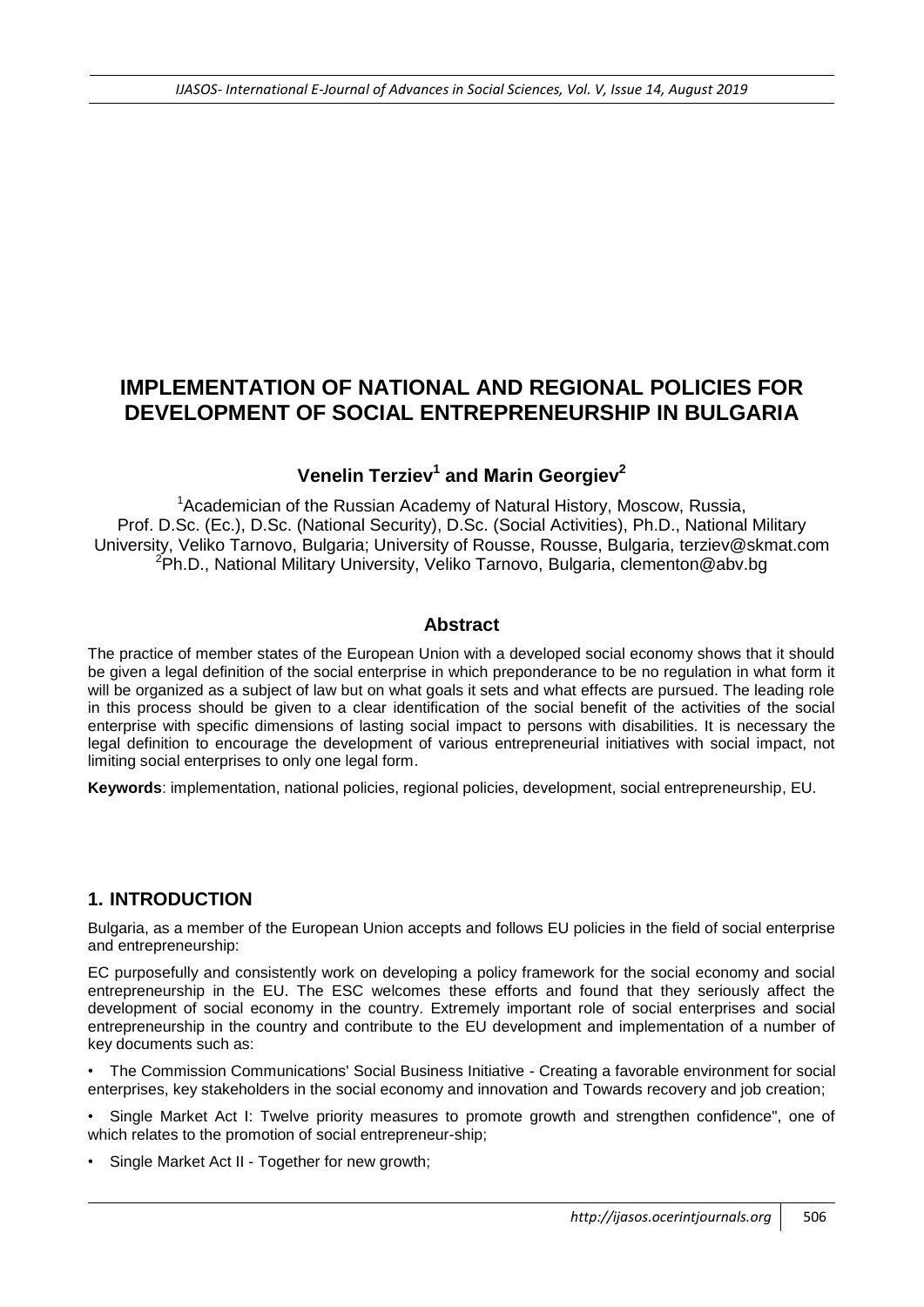# IMPLEMENTATION OF NATIONAL AND REGIONAL POLICIES FOR DEVELOPMENT OF SOCIAL ENTREPRENEURSHIP IN BULGARIA

**Venelin Terziev[1] and Marin Georgiev[2]**

[1]Academician of the Russian Academy of Natural History, Moscow, Russia, Prof. D.Sc. (Ec.), D.Sc. (National Security), D.Sc. (Social Activities), Ph.D., National Military University, Veliko Tarnovo, Bulgaria; University of Rousse, Rousse, Bulgaria, terziev@skmat.com

[2]Ph.D., National Military University, Veliko Tarnovo, Bulgaria, clementon@abv.bg

## Abstract

The practice of member states of the European Union with a developed social economy shows that it should be given a legal definition of the social enterprise in which preponderance to be no regulation in what form it will be organized as a subject of law but on what goals it sets and what effects are pursued. The leading role in this process should be given to a clear identification of the social benefit of the activities of the social enterprise with specific dimensions of lasting social impact to persons with disabilities. It is necessary the legal definition to encourage the development of various entrepreneurial initiatives with social impact, not limiting social enterprises to only one legal form.

**Keywords**: implementation, national policies, regional policies, development, social entrepreneurship, EU.

## 1. INTRODUCTION

Bulgaria, as a member of the European Union accepts and follows EU policies in the field of social enterprise and entrepreneurship:

EC purposefully and consistently work on developing a policy framework for the social economy and social entrepreneurship in the EU. The ESC welcomes these efforts and found that they seriously affect the development of social economy in the country. Extremely important role of social enterprises and social entrepreneurship in the country and contribute to the EU development and implementation of a number of key documents such as:

- The Commission Communications' Social Business Initiative - Creating a favorable environment for social enterprises, key stakeholders in the social economy and innovation and Towards recovery and job creation;
- Single Market Act I: Twelve priority measures to promote growth and strengthen confidence", one of which relates to the promotion of social entrepreneur-ship;
- Single Market Act II - Together for new growth;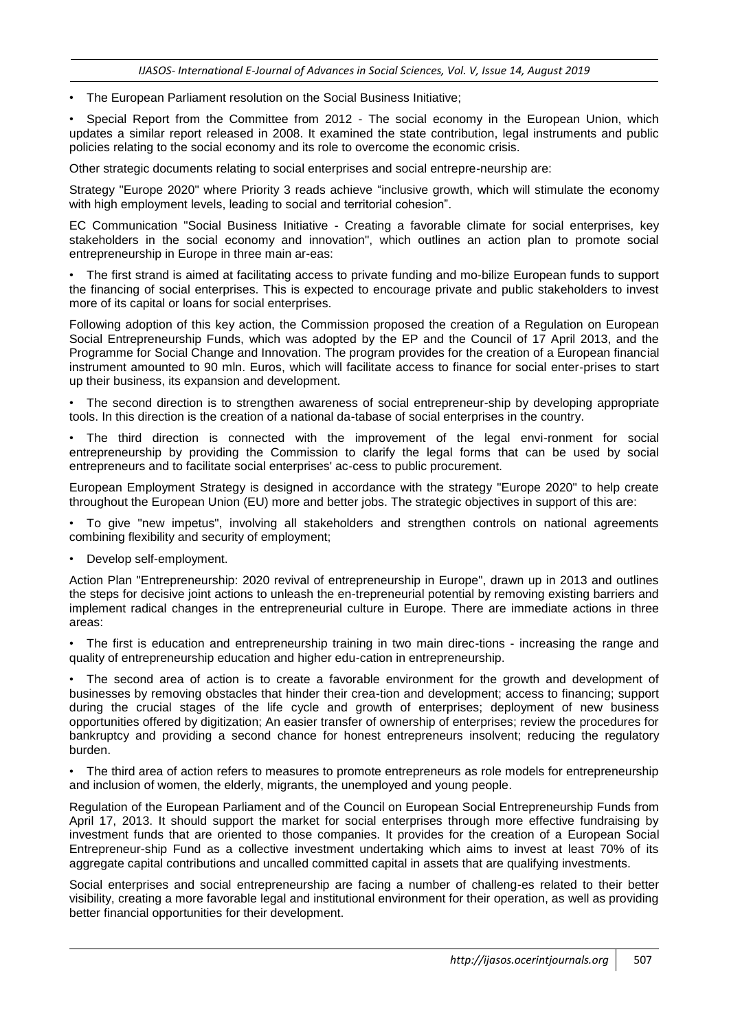- The European Parliament resolution on the Social Business Initiative;
- Special Report from the Committee from 2012 - The social economy in the European Union, which updates a similar report released in 2008. It examined the state contribution, legal instruments and public policies relating to the social economy and its role to overcome the economic crisis.

Other strategic documents relating to social enterprises and social entrepre-neurship are:

Strategy "Europe 2020" where Priority 3 reads achieve "inclusive growth, which will stimulate the economy with high employment levels, leading to social and territorial cohesion".

EC Communication "Social Business Initiative - Creating a favorable climate for social enterprises, key stakeholders in the social economy and innovation", which outlines an action plan to promote social entrepreneurship in Europe in three main ar-eas:

- The first strand is aimed at facilitating access to private funding and mo-bilize European funds to support the financing of social enterprises. This is expected to encourage private and public stakeholders to invest more of its capital or loans for social enterprises.

Following adoption of this key action, the Commission proposed the creation of a Regulation on European Social Entrepreneurship Funds, which was adopted by the EP and the Council of 17 April 2013, and the Programme for Social Change and Innovation. The program provides for the creation of a European financial instrument amounted to 90 mln. Euros, which will facilitate access to finance for social enter-prises to start up their business, its expansion and development.

- The second direction is to strengthen awareness of social entrepreneur-ship by developing appropriate tools. In this direction is the creation of a national da-tabase of social enterprises in the country.
- The third direction is connected with the improvement of the legal envi-ronment for social entrepreneurship by providing the Commission to clarify the legal forms that can be used by social entrepreneurs and to facilitate social enterprises' ac-cess to public procurement.

European Employment Strategy is designed in accordance with the strategy "Europe 2020" to help create throughout the European Union (EU) more and better jobs. The strategic objectives in support of this are:

- To give "new impetus", involving all stakeholders and strengthen controls on national agreements combining flexibility and security of employment;
- Develop self-employment.

Action Plan "Entrepreneurship: 2020 revival of entrepreneurship in Europe", drawn up in 2013 and outlines the steps for decisive joint actions to unleash the en-trepreneurial potential by removing existing barriers and implement radical changes in the entrepreneurial culture in Europe. There are immediate actions in three areas:

- The first is education and entrepreneurship training in two main direc-tions - increasing the range and quality of entrepreneurship education and higher edu-cation in entrepreneurship.
- The second area of action is to create a favorable environment for the growth and development of businesses by removing obstacles that hinder their crea-tion and development; access to financing; support during the crucial stages of the life cycle and growth of enterprises; deployment of new business opportunities offered by digitization; An easier transfer of ownership of enterprises; review the procedures for bankruptcy and providing a second chance for honest entrepreneurs insolvent; reducing the regulatory burden.
- The third area of action refers to measures to promote entrepreneurs as role models for entrepreneurship and inclusion of women, the elderly, migrants, the unemployed and young people.

Regulation of the European Parliament and of the Council on European Social Entrepreneurship Funds from April 17, 2013. It should support the market for social enterprises through more effective fundraising by investment funds that are oriented to those companies. It provides for the creation of a European Social Entrepreneur-ship Fund as a collective investment undertaking which aims to invest at least 70% of its aggregate capital contributions and uncalled committed capital in assets that are qualifying investments.

Social enterprises and social entrepreneurship are facing a number of challeng-es related to their better visibility, creating a more favorable legal and institutional environment for their operation, as well as providing better financial opportunities for their development.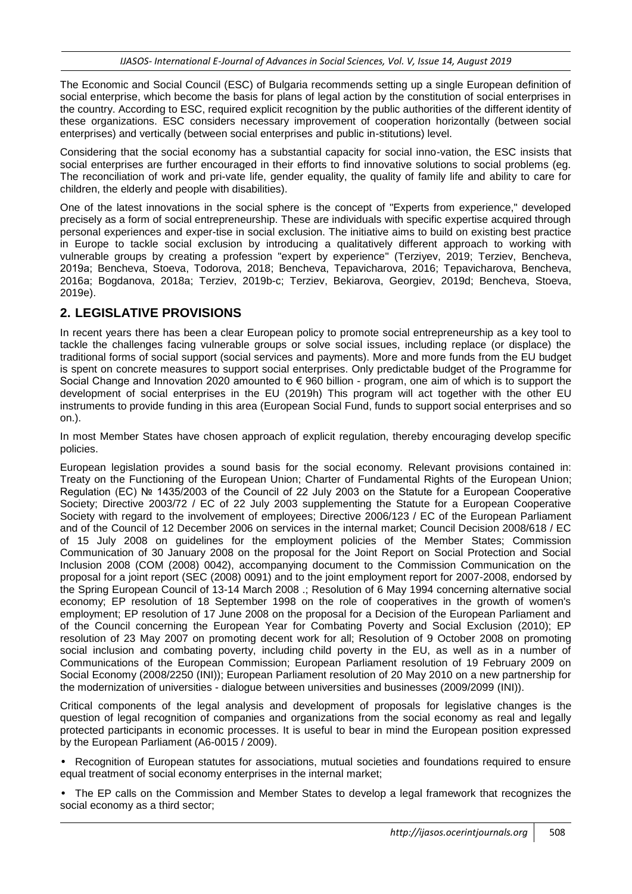The Economic and Social Council (ESC) of Bulgaria recommends setting up a single European definition of social enterprise, which become the basis for plans of legal action by the constitution of social enterprises in the country. According to ESC, required explicit recognition by the public authorities of the different identity of these organizations. ESC considers necessary improvement of cooperation horizontally (between social enterprises) and vertically (between social enterprises and public in-stitutions) level.

Considering that the social economy has a substantial capacity for social inno-vation, the ESC insists that social enterprises are further encouraged in their efforts to find innovative solutions to social problems (eg. The reconciliation of work and pri-vate life, gender equality, the quality of family life and ability to care for children, the elderly and people with disabilities).

One of the latest innovations in the social sphere is the concept of "Experts from experience," developed precisely as a form of social entrepreneurship. These are individuals with specific expertise acquired through personal experiences and exper-tise in social exclusion. The initiative aims to build on existing best practice in Europe to tackle social exclusion by introducing a qualitatively different approach to working with vulnerable groups by creating a profession "expert by experience" (Terziyev, 2019; Terziev, Bencheva, 2019a; Bencheva, Stoeva, Todorova, 2018; Bencheva, Tepavicharova, 2016; Tepavicharova, Bencheva, 2016a; Bogdanova, 2018a; Terziev, 2019b-c; Terziev, Bekiarova, Georgiev, 2019d; Bencheva, Stoeva, 2019e).

## 2. LEGISLATIVE PROVISIONS

In recent years there has been a clear European policy to promote social entrepreneurship as a key tool to tackle the challenges facing vulnerable groups or solve social issues, including replace (or displace) the traditional forms of social support (social services and payments). More and more funds from the EU budget is spent on concrete measures to support social enterprises. Only predictable budget of the Programme for Social Change and Innovation 2020 amounted to € 960 billion - program, one aim of which is to support the development of social enterprises in the EU (2019h) This program will act together with the other EU instruments to provide funding in this area (European Social Fund, funds to support social enterprises and so on.).

In most Member States have chosen approach of explicit regulation, thereby encouraging develop specific policies.

European legislation provides a sound basis for the social economy. Relevant provisions contained in: Treaty on the Functioning of the European Union; Charter of Fundamental Rights of the European Union; Regulation (EC) № 1435/2003 of the Council of 22 July 2003 on the Statute for a European Cooperative Society; Directive 2003/72 / EC of 22 July 2003 supplementing the Statute for a European Cooperative Society with regard to the involvement of employees; Directive 2006/123 / EC of the European Parliament and of the Council of 12 December 2006 on services in the internal market; Council Decision 2008/618 / EC of 15 July 2008 on guidelines for the employment policies of the Member States; Commission Communication of 30 January 2008 on the proposal for the Joint Report on Social Protection and Social Inclusion 2008 (COM (2008) 0042), accompanying document to the Commission Communication on the proposal for a joint report (SEC (2008) 0091) and to the joint employment report for 2007-2008, endorsed by the Spring European Council of 13-14 March 2008 .; Resolution of 6 May 1994 concerning alternative social economy; EP resolution of 18 September 1998 on the role of cooperatives in the growth of women's employment; EP resolution of 17 June 2008 on the proposal for a Decision of the European Parliament and of the Council concerning the European Year for Combating Poverty and Social Exclusion (2010); EP resolution of 23 May 2007 on promoting decent work for all; Resolution of 9 October 2008 on promoting social inclusion and combating poverty, including child poverty in the EU, as well as in a number of Communications of the European Commission; European Parliament resolution of 19 February 2009 on Social Economy (2008/2250 (INI)); European Parliament resolution of 20 May 2010 on a new partnership for the modernization of universities - dialogue between universities and businesses (2009/2099 (INI)).

Critical components of the legal analysis and development of proposals for legislative changes is the question of legal recognition of companies and organizations from the social economy as real and legally protected participants in economic processes. It is useful to bear in mind the European position expressed by the European Parliament (A6-0015 / 2009).

- Recognition of European statutes for associations, mutual societies and foundations required to ensure equal treatment of social economy enterprises in the internal market;
- The EP calls on the Commission and Member States to develop a legal framework that recognizes the social economy as a third sector;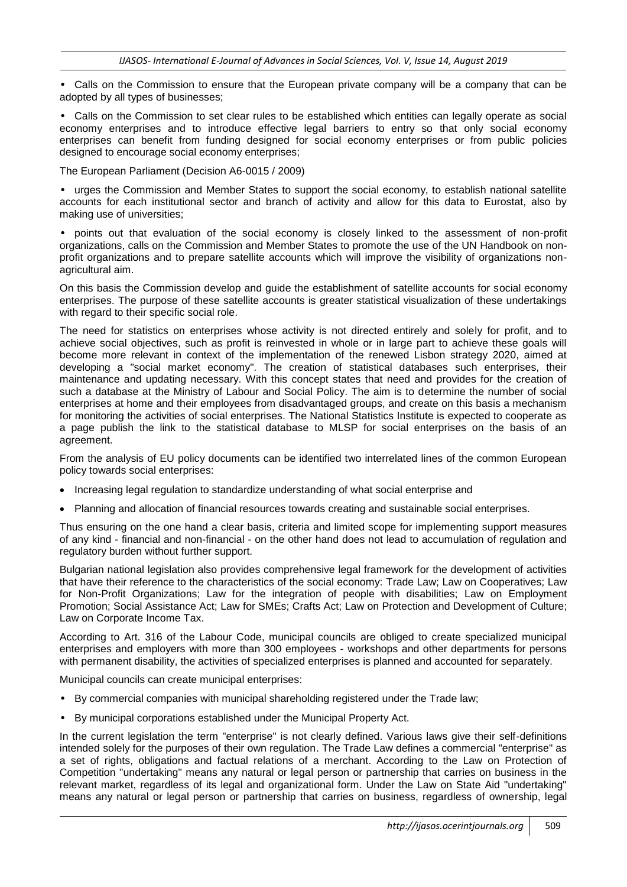- Calls on the Commission to ensure that the European private company will be a company that can be adopted by all types of businesses;

- Calls on the Commission to set clear rules to be established which entities can legally operate as social economy enterprises and to introduce effective legal barriers to entry so that only social economy enterprises can benefit from funding designed for social economy enterprises or from public policies designed to encourage social economy enterprises;

The European Parliament (Decision A6-0015 / 2009)

- urges the Commission and Member States to support the social economy, to establish national satellite accounts for each institutional sector and branch of activity and allow for this data to Eurostat, also by making use of universities;

- points out that evaluation of the social economy is closely linked to the assessment of non-profit organizations, calls on the Commission and Member States to promote the use of the UN Handbook on non-profit organizations and to prepare satellite accounts which will improve the visibility of organizations non-agricultural aim.

On this basis the Commission develop and guide the establishment of satellite accounts for social economy enterprises. The purpose of these satellite accounts is greater statistical visualization of these undertakings with regard to their specific social role.

The need for statistics on enterprises whose activity is not directed entirely and solely for profit, and to achieve social objectives, such as profit is reinvested in whole or in large part to achieve these goals will become more relevant in context of the implementation of the renewed Lisbon strategy 2020, aimed at developing a "social market economy". The creation of statistical databases such enterprises, their maintenance and updating necessary. With this concept states that need and provides for the creation of such a database at the Ministry of Labour and Social Policy. The aim is to determine the number of social enterprises at home and their employees from disadvantaged groups, and create on this basis a mechanism for monitoring the activities of social enterprises. The National Statistics Institute is expected to cooperate as a page publish the link to the statistical database to MLSP for social enterprises on the basis of an agreement.

From the analysis of EU policy documents can be identified two interrelated lines of the common European policy towards social enterprises:

- Increasing legal regulation to standardize understanding of what social enterprise and
- Planning and allocation of financial resources towards creating and sustainable social enterprises.

Thus ensuring on the one hand a clear basis, criteria and limited scope for implementing support measures of any kind - financial and non-financial - on the other hand does not lead to accumulation of regulation and regulatory burden without further support.

Bulgarian national legislation also provides comprehensive legal framework for the development of activities that have their reference to the characteristics of the social economy: Trade Law; Law on Cooperatives; Law for Non-Profit Organizations; Law for the integration of people with disabilities; Law on Employment Promotion; Social Assistance Act; Law for SMEs; Crafts Act; Law on Protection and Development of Culture; Law on Corporate Income Tax.

According to Art. 316 of the Labour Code, municipal councils are obliged to create specialized municipal enterprises and employers with more than 300 employees - workshops and other departments for persons with permanent disability, the activities of specialized enterprises is planned and accounted for separately.

Municipal councils can create municipal enterprises:

- By commercial companies with municipal shareholding registered under the Trade law;
- By municipal corporations established under the Municipal Property Act.

In the current legislation the term "enterprise" is not clearly defined. Various laws give their self-definitions intended solely for the purposes of their own regulation. The Trade Law defines a commercial "enterprise" as a set of rights, obligations and factual relations of a merchant. According to the Law on Protection of Competition "undertaking" means any natural or legal person or partnership that carries on business in the relevant market, regardless of its legal and organizational form. Under the Law on State Aid "undertaking" means any natural or legal person or partnership that carries on business, regardless of ownership, legal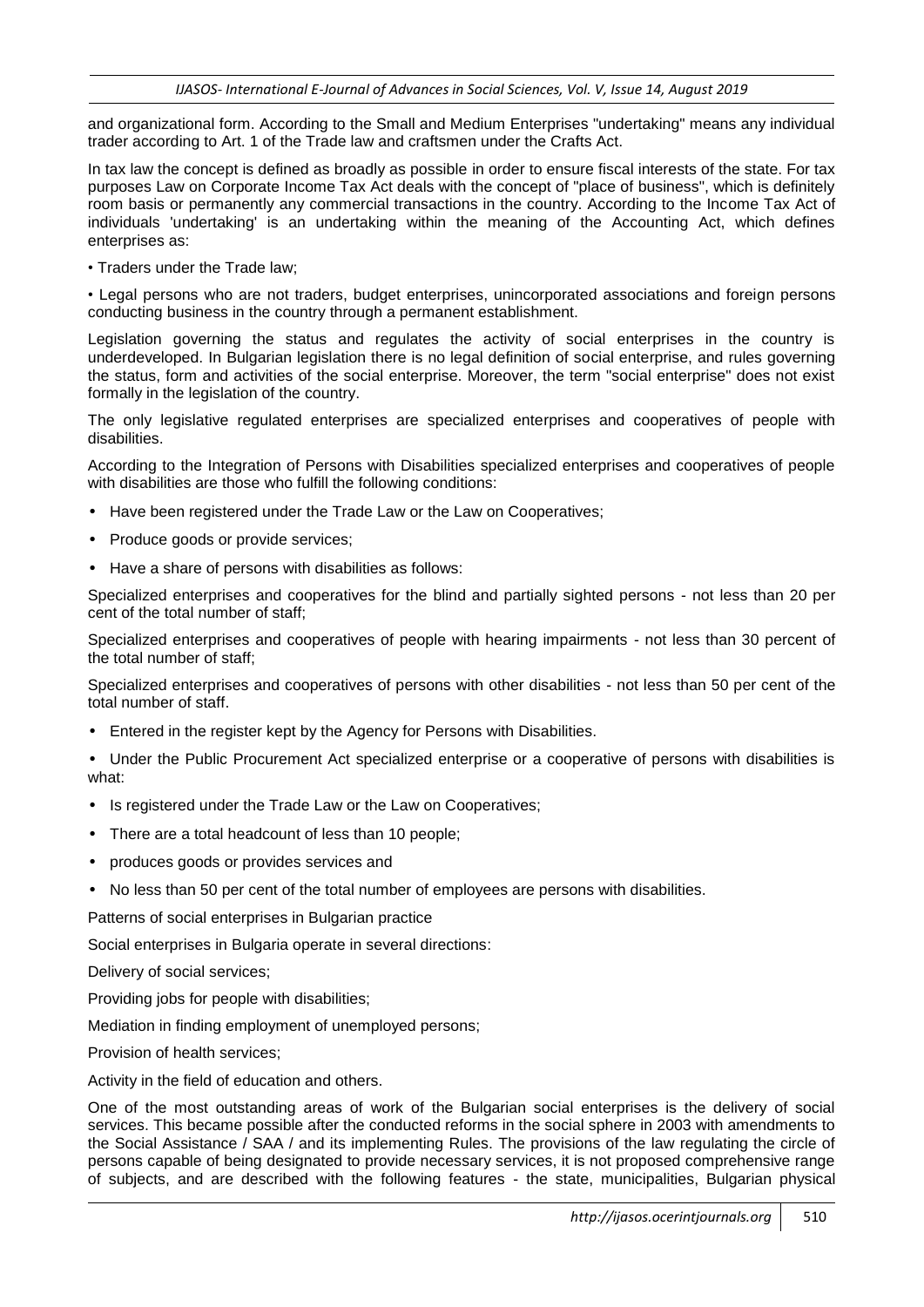and organizational form. According to the Small and Medium Enterprises "undertaking" means any individual trader according to Art. 1 of the Trade law and craftsmen under the Crafts Act.

In tax law the concept is defined as broadly as possible in order to ensure fiscal interests of the state. For tax purposes Law on Corporate Income Tax Act deals with the concept of "place of business", which is definitely room basis or permanently any commercial transactions in the country. According to the Income Tax Act of individuals 'undertaking' is an undertaking within the meaning of the Accounting Act, which defines enterprises as:

• Traders under the Trade law;

• Legal persons who are not traders, budget enterprises, unincorporated associations and foreign persons conducting business in the country through a permanent establishment.

Legislation governing the status and regulates the activity of social enterprises in the country is underdeveloped. In Bulgarian legislation there is no legal definition of social enterprise, and rules governing the status, form and activities of the social enterprise. Moreover, the term "social enterprise" does not exist formally in the legislation of the country.

The only legislative regulated enterprises are specialized enterprises and cooperatives of people with disabilities.

According to the Integration of Persons with Disabilities specialized enterprises and cooperatives of people with disabilities are those who fulfill the following conditions:

- Have been registered under the Trade Law or the Law on Cooperatives;
- Produce goods or provide services;
- Have a share of persons with disabilities as follows:

Specialized enterprises and cooperatives for the blind and partially sighted persons - not less than 20 per cent of the total number of staff;

Specialized enterprises and cooperatives of people with hearing impairments - not less than 30 percent of the total number of staff;

Specialized enterprises and cooperatives of persons with other disabilities - not less than 50 per cent of the total number of staff.

- Entered in the register kept by the Agency for Persons with Disabilities.
- Under the Public Procurement Act specialized enterprise or a cooperative of persons with disabilities is what:
- Is registered under the Trade Law or the Law on Cooperatives;
- There are a total headcount of less than 10 people;
- produces goods or provides services and
- No less than 50 per cent of the total number of employees are persons with disabilities.

Patterns of social enterprises in Bulgarian practice

Social enterprises in Bulgaria operate in several directions:

Delivery of social services;

Providing jobs for people with disabilities;

Mediation in finding employment of unemployed persons;

Provision of health services;

Activity in the field of education and others.

One of the most outstanding areas of work of the Bulgarian social enterprises is the delivery of social services. This became possible after the conducted reforms in the social sphere in 2003 with amendments to the Social Assistance / SAA / and its implementing Rules. The provisions of the law regulating the circle of persons capable of being designated to provide necessary services, it is not proposed comprehensive range of subjects, and are described with the following features - the state, municipalities, Bulgarian physical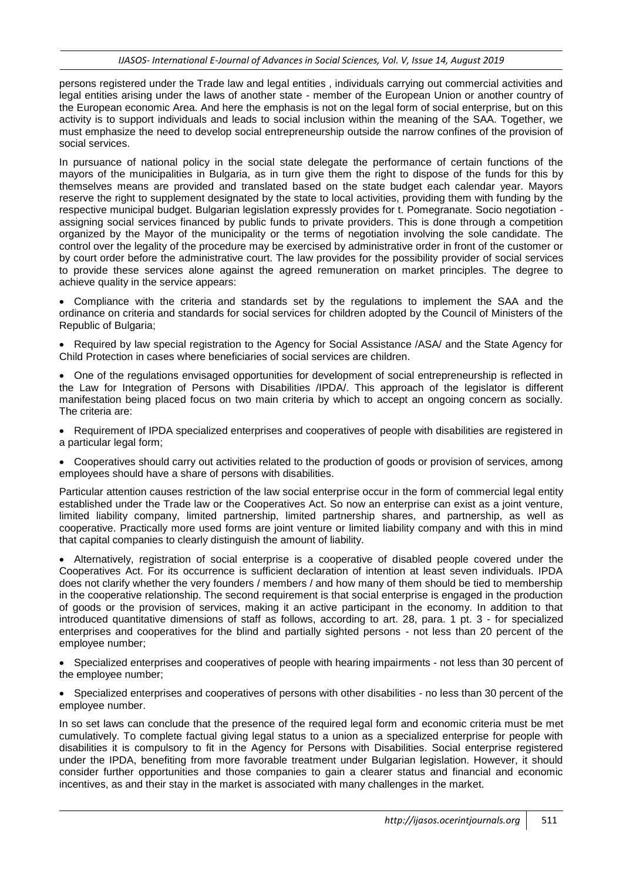persons registered under the Trade law and legal entities , individuals carrying out commercial activities and legal entities arising under the laws of another state - member of the European Union or another country of the European economic Area. And here the emphasis is not on the legal form of social enterprise, but on this activity is to support individuals and leads to social inclusion within the meaning of the SAA. Together, we must emphasize the need to develop social entrepreneurship outside the narrow confines of the provision of social services.

In pursuance of national policy in the social state delegate the performance of certain functions of the mayors of the municipalities in Bulgaria, as in turn give them the right to dispose of the funds for this by themselves means are provided and translated based on the state budget each calendar year. Mayors reserve the right to supplement designated by the state to local activities, providing them with funding by the respective municipal budget. Bulgarian legislation expressly provides for t. Pomegranate. Socio negotiation - assigning social services financed by public funds to private providers. This is done through a competition organized by the Mayor of the municipality or the terms of negotiation involving the sole candidate. The control over the legality of the procedure may be exercised by administrative order in front of the customer or by court order before the administrative court. The law provides for the possibility provider of social services to provide these services alone against the agreed remuneration on market principles. The degree to achieve quality in the service appears:

- Compliance with the criteria and standards set by the regulations to implement the SAA and the ordinance on criteria and standards for social services for children adopted by the Council of Ministers of the Republic of Bulgaria;
- Required by law special registration to the Agency for Social Assistance /ASA/ and the State Agency for Child Protection in cases where beneficiaries of social services are children.
- One of the regulations envisaged opportunities for development of social entrepreneurship is reflected in the Law for Integration of Persons with Disabilities /IPDA/. This approach of the legislator is different manifestation being placed focus on two main criteria by which to accept an ongoing concern as socially. The criteria are:
- Requirement of IPDA specialized enterprises and cooperatives of people with disabilities are registered in a particular legal form;
- Cooperatives should carry out activities related to the production of goods or provision of services, among employees should have a share of persons with disabilities.

Particular attention causes restriction of the law social enterprise occur in the form of commercial legal entity established under the Trade law or the Cooperatives Act. So now an enterprise can exist as a joint venture, limited liability company, limited partnership, limited partnership shares, and partnership, as well as cooperative. Practically more used forms are joint venture or limited liability company and with this in mind that capital companies to clearly distinguish the amount of liability.

- Alternatively, registration of social enterprise is a cooperative of disabled people covered under the Cooperatives Act. For its occurrence is sufficient declaration of intention at least seven individuals. IPDA does not clarify whether the very founders / members / and how many of them should be tied to membership in the cooperative relationship. The second requirement is that social enterprise is engaged in the production of goods or the provision of services, making it an active participant in the economy. In addition to that introduced quantitative dimensions of staff as follows, according to art. 28, para. 1 pt. 3 - for specialized enterprises and cooperatives for the blind and partially sighted persons - not less than 20 percent of the employee number;
- Specialized enterprises and cooperatives of people with hearing impairments - not less than 30 percent of the employee number;
- Specialized enterprises and cooperatives of persons with other disabilities - no less than 30 percent of the employee number.

In so set laws can conclude that the presence of the required legal form and economic criteria must be met cumulatively. To complete factual giving legal status to a union as a specialized enterprise for people with disabilities it is compulsory to fit in the Agency for Persons with Disabilities. Social enterprise registered under the IPDA, benefiting from more favorable treatment under Bulgarian legislation. However, it should consider further opportunities and those companies to gain a clearer status and financial and economic incentives, as and their stay in the market is associated with many challenges in the market.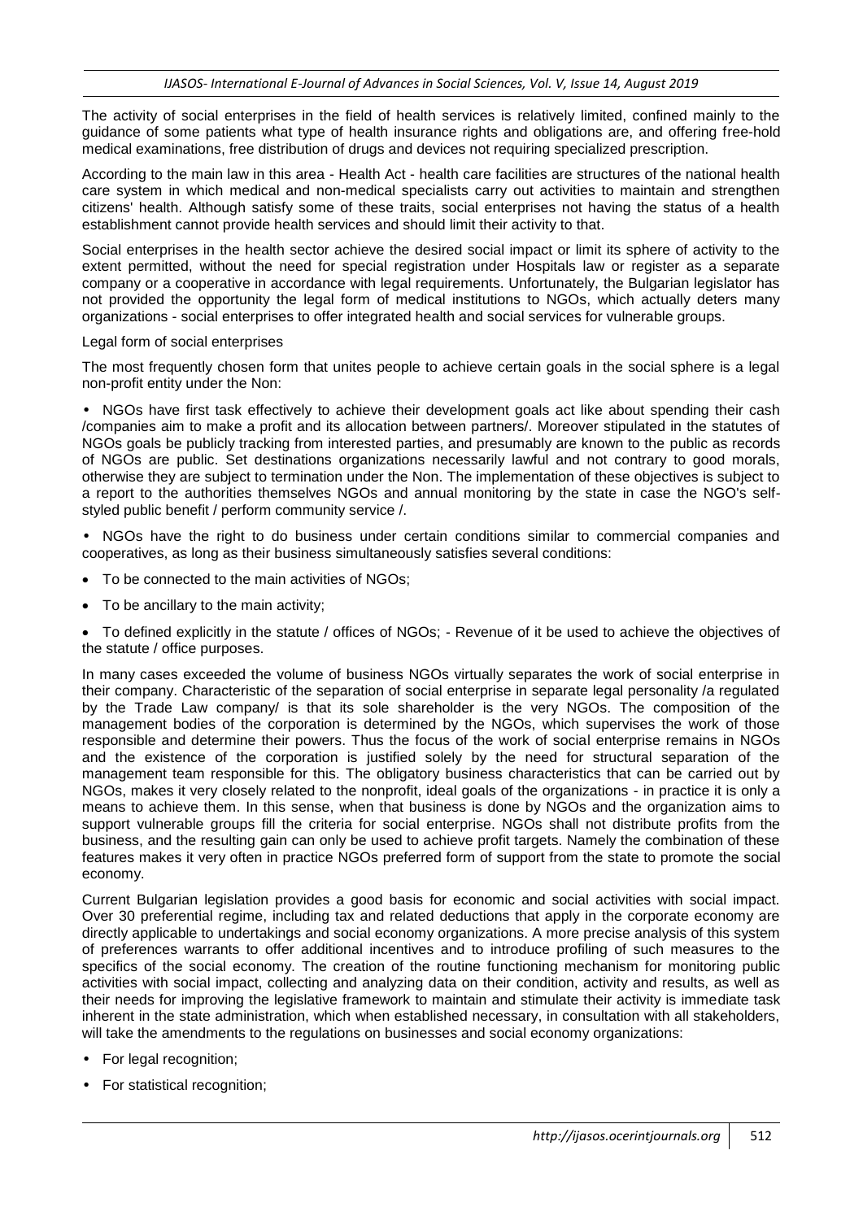The activity of social enterprises in the field of health services is relatively limited, confined mainly to the guidance of some patients what type of health insurance rights and obligations are, and offering free-hold medical examinations, free distribution of drugs and devices not requiring specialized prescription.

According to the main law in this area - Health Act - health care facilities are structures of the national health care system in which medical and non-medical specialists carry out activities to maintain and strengthen citizens' health. Although satisfy some of these traits, social enterprises not having the status of a health establishment cannot provide health services and should limit their activity to that.

Social enterprises in the health sector achieve the desired social impact or limit its sphere of activity to the extent permitted, without the need for special registration under Hospitals law or register as a separate company or a cooperative in accordance with legal requirements. Unfortunately, the Bulgarian legislator has not provided the opportunity the legal form of medical institutions to NGOs, which actually deters many organizations - social enterprises to offer integrated health and social services for vulnerable groups.

Legal form of social enterprises

The most frequently chosen form that unites people to achieve certain goals in the social sphere is a legal non-profit entity under the Non:

- NGOs have first task effectively to achieve their development goals act like about spending their cash /companies aim to make a profit and its allocation between partners/. Moreover stipulated in the statutes of NGOs goals be publicly tracking from interested parties, and presumably are known to the public as records of NGOs are public. Set destinations organizations necessarily lawful and not contrary to good morals, otherwise they are subject to termination under the Non. The implementation of these objectives is subject to a report to the authorities themselves NGOs and annual monitoring by the state in case the NGO's self-styled public benefit / perform community service /.
- NGOs have the right to do business under certain conditions similar to commercial companies and cooperatives, as long as their business simultaneously satisfies several conditions:
  - To be connected to the main activities of NGOs;
  - To be ancillary to the main activity;
  - To defined explicitly in the statute / offices of NGOs; - Revenue of it be used to achieve the objectives of the statute / office purposes.

In many cases exceeded the volume of business NGOs virtually separates the work of social enterprise in their company. Characteristic of the separation of social enterprise in separate legal personality /a regulated by the Trade Law company/ is that its sole shareholder is the very NGOs. The composition of the management bodies of the corporation is determined by the NGOs, which supervises the work of those responsible and determine their powers. Thus the focus of the work of social enterprise remains in NGOs and the existence of the corporation is justified solely by the need for structural separation of the management team responsible for this. The obligatory business characteristics that can be carried out by NGOs, makes it very closely related to the nonprofit, ideal goals of the organizations - in practice it is only a means to achieve them. In this sense, when that business is done by NGOs and the organization aims to support vulnerable groups fill the criteria for social enterprise. NGOs shall not distribute profits from the business, and the resulting gain can only be used to achieve profit targets. Namely the combination of these features makes it very often in practice NGOs preferred form of support from the state to promote the social economy.

Current Bulgarian legislation provides a good basis for economic and social activities with social impact. Over 30 preferential regime, including tax and related deductions that apply in the corporate economy are directly applicable to undertakings and social economy organizations. A more precise analysis of this system of preferences warrants to offer additional incentives and to introduce profiling of such measures to the specifics of the social economy. The creation of the routine functioning mechanism for monitoring public activities with social impact, collecting and analyzing data on their condition, activity and results, as well as their needs for improving the legislative framework to maintain and stimulate their activity is immediate task inherent in the state administration, which when established necessary, in consultation with all stakeholders, will take the amendments to the regulations on businesses and social economy organizations:

- For legal recognition;
- For statistical recognition;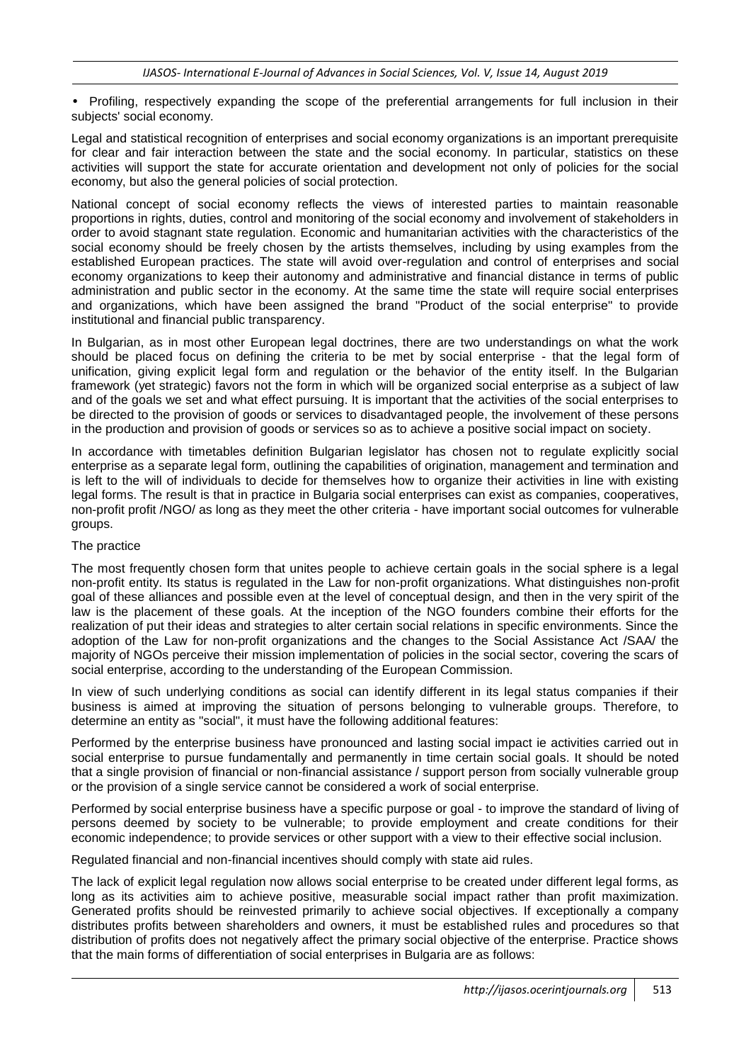- Profiling, respectively expanding the scope of the preferential arrangements for full inclusion in their subjects' social economy.

Legal and statistical recognition of enterprises and social economy organizations is an important prerequisite for clear and fair interaction between the state and the social economy. In particular, statistics on these activities will support the state for accurate orientation and development not only of policies for the social economy, but also the general policies of social protection.

National concept of social economy reflects the views of interested parties to maintain reasonable proportions in rights, duties, control and monitoring of the social economy and involvement of stakeholders in order to avoid stagnant state regulation. Economic and humanitarian activities with the characteristics of the social economy should be freely chosen by the artists themselves, including by using examples from the established European practices. The state will avoid over-regulation and control of enterprises and social economy organizations to keep their autonomy and administrative and financial distance in terms of public administration and public sector in the economy. At the same time the state will require social enterprises and organizations, which have been assigned the brand "Product of the social enterprise" to provide institutional and financial public transparency.

In Bulgarian, as in most other European legal doctrines, there are two understandings on what the work should be placed focus on defining the criteria to be met by social enterprise - that the legal form of unification, giving explicit legal form and regulation or the behavior of the entity itself. In the Bulgarian framework (yet strategic) favors not the form in which will be organized social enterprise as a subject of law and of the goals we set and what effect pursuing. It is important that the activities of the social enterprises to be directed to the provision of goods or services to disadvantaged people, the involvement of these persons in the production and provision of goods or services so as to achieve a positive social impact on society.

In accordance with timetables definition Bulgarian legislator has chosen not to regulate explicitly social enterprise as a separate legal form, outlining the capabilities of origination, management and termination and is left to the will of individuals to decide for themselves how to organize their activities in line with existing legal forms. The result is that in practice in Bulgaria social enterprises can exist as companies, cooperatives, non-profit profit /NGO/ as long as they meet the other criteria - have important social outcomes for vulnerable groups.

The practice

The most frequently chosen form that unites people to achieve certain goals in the social sphere is a legal non-profit entity. Its status is regulated in the Law for non-profit organizations. What distinguishes non-profit goal of these alliances and possible even at the level of conceptual design, and then in the very spirit of the law is the placement of these goals. At the inception of the NGO founders combine their efforts for the realization of put their ideas and strategies to alter certain social relations in specific environments. Since the adoption of the Law for non-profit organizations and the changes to the Social Assistance Act /SAA/ the majority of NGOs perceive their mission implementation of policies in the social sector, covering the scars of social enterprise, according to the understanding of the European Commission.

In view of such underlying conditions as social can identify different in its legal status companies if their business is aimed at improving the situation of persons belonging to vulnerable groups. Therefore, to determine an entity as "social", it must have the following additional features:

Performed by the enterprise business have pronounced and lasting social impact ie activities carried out in social enterprise to pursue fundamentally and permanently in time certain social goals. It should be noted that a single provision of financial or non-financial assistance / support person from socially vulnerable group or the provision of a single service cannot be considered a work of social enterprise.

Performed by social enterprise business have a specific purpose or goal - to improve the standard of living of persons deemed by society to be vulnerable; to provide employment and create conditions for their economic independence; to provide services or other support with a view to their effective social inclusion.

Regulated financial and non-financial incentives should comply with state aid rules.

The lack of explicit legal regulation now allows social enterprise to be created under different legal forms, as long as its activities aim to achieve positive, measurable social impact rather than profit maximization. Generated profits should be reinvested primarily to achieve social objectives. If exceptionally a company distributes profits between shareholders and owners, it must be established rules and procedures so that distribution of profits does not negatively affect the primary social objective of the enterprise. Practice shows that the main forms of differentiation of social enterprises in Bulgaria are as follows: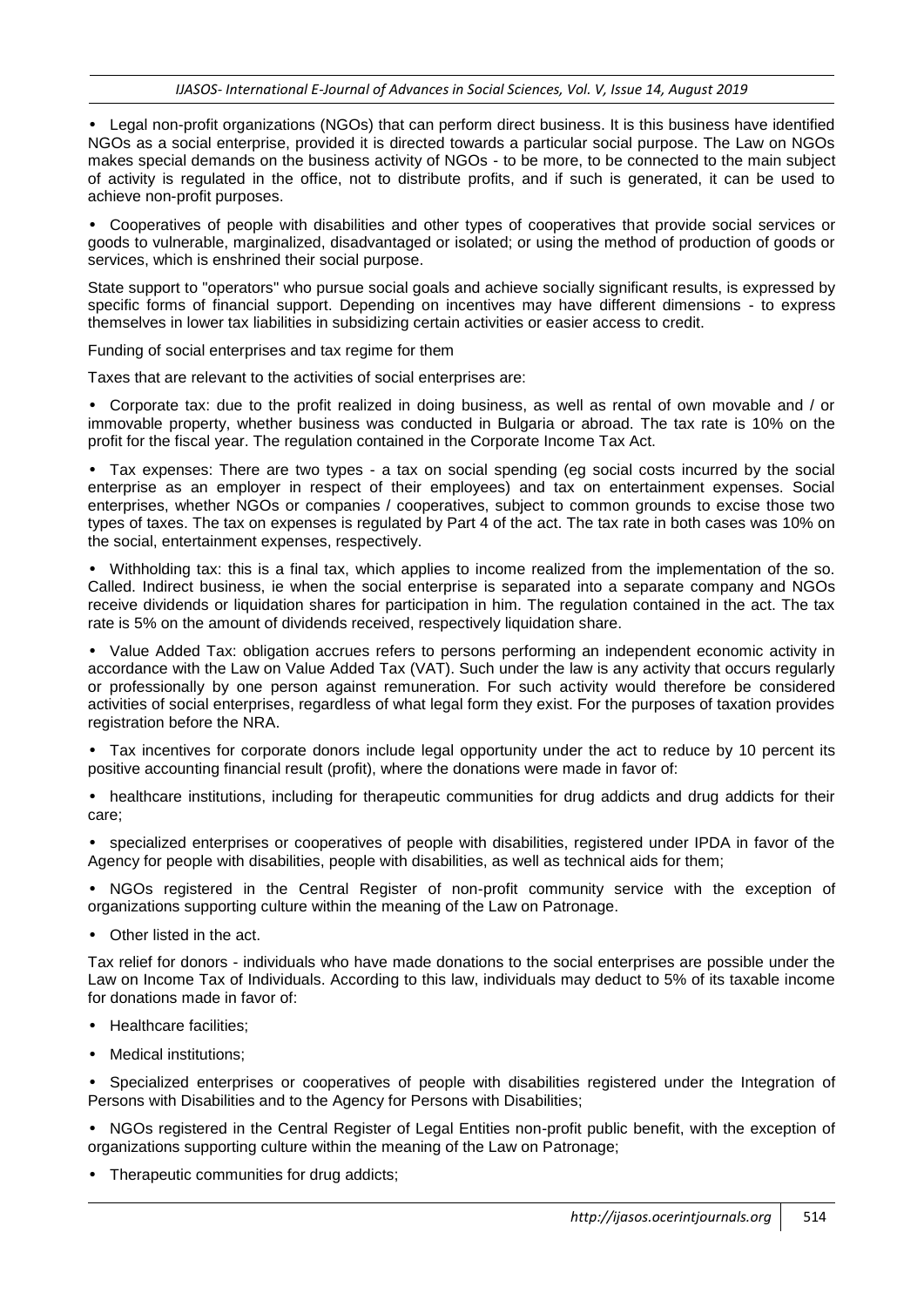- Legal non-profit organizations (NGOs) that can perform direct business. It is this business have identified NGOs as a social enterprise, provided it is directed towards a particular social purpose. The Law on NGOs makes special demands on the business activity of NGOs - to be more, to be connected to the main subject of activity is regulated in the office, not to distribute profits, and if such is generated, it can be used to achieve non-profit purposes.

- Cooperatives of people with disabilities and other types of cooperatives that provide social services or goods to vulnerable, marginalized, disadvantaged or isolated; or using the method of production of goods or services, which is enshrined their social purpose.

State support to "operators" who pursue social goals and achieve socially significant results, is expressed by specific forms of financial support. Depending on incentives may have different dimensions - to express themselves in lower tax liabilities in subsidizing certain activities or easier access to credit.

Funding of social enterprises and tax regime for them

Taxes that are relevant to the activities of social enterprises are:

- Corporate tax: due to the profit realized in doing business, as well as rental of own movable and / or immovable property, whether business was conducted in Bulgaria or abroad. The tax rate is 10% on the profit for the fiscal year. The regulation contained in the Corporate Income Tax Act.

- Tax expenses: There are two types - a tax on social spending (eg social costs incurred by the social enterprise as an employer in respect of their employees) and tax on entertainment expenses. Social enterprises, whether NGOs or companies / cooperatives, subject to common grounds to excise those two types of taxes. The tax on expenses is regulated by Part 4 of the act. The tax rate in both cases was 10% on the social, entertainment expenses, respectively.

- Withholding tax: this is a final tax, which applies to income realized from the implementation of the so. Called. Indirect business, ie when the social enterprise is separated into a separate company and NGOs receive dividends or liquidation shares for participation in him. The regulation contained in the act. The tax rate is 5% on the amount of dividends received, respectively liquidation share.

- Value Added Tax: obligation accrues refers to persons performing an independent economic activity in accordance with the Law on Value Added Tax (VAT). Such under the law is any activity that occurs regularly or professionally by one person against remuneration. For such activity would therefore be considered activities of social enterprises, regardless of what legal form they exist. For the purposes of taxation provides registration before the NRA.

- Tax incentives for corporate donors include legal opportunity under the act to reduce by 10 percent its positive accounting financial result (profit), where the donations were made in favor of:

- healthcare institutions, including for therapeutic communities for drug addicts and drug addicts for their care;

- specialized enterprises or cooperatives of people with disabilities, registered under IPDA in favor of the Agency for people with disabilities, people with disabilities, as well as technical aids for them;

- NGOs registered in the Central Register of non-profit community service with the exception of organizations supporting culture within the meaning of the Law on Patronage.

- Other listed in the act.

Tax relief for donors - individuals who have made donations to the social enterprises are possible under the Law on Income Tax of Individuals. According to this law, individuals may deduct to 5% of its taxable income for donations made in favor of:

- Healthcare facilities;

- Medical institutions;

- Specialized enterprises or cooperatives of people with disabilities registered under the Integration of Persons with Disabilities and to the Agency for Persons with Disabilities;

- NGOs registered in the Central Register of Legal Entities non-profit public benefit, with the exception of organizations supporting culture within the meaning of the Law on Patronage;

- Therapeutic communities for drug addicts;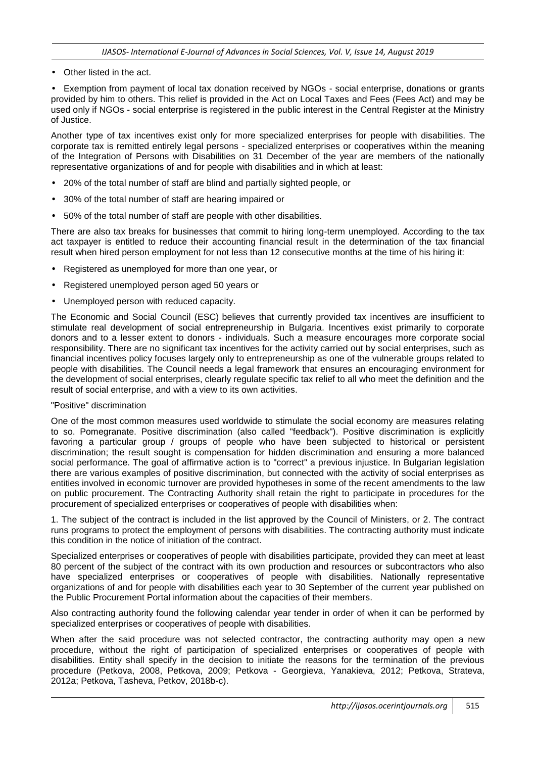- Other listed in the act.

- Exemption from payment of local tax donation received by NGOs - social enterprise, donations or grants provided by him to others. This relief is provided in the Act on Local Taxes and Fees (Fees Act) and may be used only if NGOs - social enterprise is registered in the public interest in the Central Register at the Ministry of Justice.

Another type of tax incentives exist only for more specialized enterprises for people with disabilities. The corporate tax is remitted entirely legal persons - specialized enterprises or cooperatives within the meaning of the Integration of Persons with Disabilities on 31 December of the year are members of the nationally representative organizations of and for people with disabilities and in which at least:

- 20% of the total number of staff are blind and partially sighted people, or
- 30% of the total number of staff are hearing impaired or
- 50% of the total number of staff are people with other disabilities.

There are also tax breaks for businesses that commit to hiring long-term unemployed. According to the tax act taxpayer is entitled to reduce their accounting financial result in the determination of the tax financial result when hired person employment for not less than 12 consecutive months at the time of his hiring it:

- Registered as unemployed for more than one year, or
- Registered unemployed person aged 50 years or
- Unemployed person with reduced capacity.

The Economic and Social Council (ESC) believes that currently provided tax incentives are insufficient to stimulate real development of social entrepreneurship in Bulgaria. Incentives exist primarily to corporate donors and to a lesser extent to donors - individuals. Such a measure encourages more corporate social responsibility. There are no significant tax incentives for the activity carried out by social enterprises, such as financial incentives policy focuses largely only to entrepreneurship as one of the vulnerable groups related to people with disabilities. The Council needs a legal framework that ensures an encouraging environment for the development of social enterprises, clearly regulate specific tax relief to all who meet the definition and the result of social enterprise, and with a view to its own activities.

"Positive" discrimination

One of the most common measures used worldwide to stimulate the social economy are measures relating to so. Pomegranate. Positive discrimination (also called "feedback"). Positive discrimination is explicitly favoring a particular group / groups of people who have been subjected to historical or persistent discrimination; the result sought is compensation for hidden discrimination and ensuring a more balanced social performance. The goal of affirmative action is to "correct" a previous injustice. In Bulgarian legislation there are various examples of positive discrimination, but connected with the activity of social enterprises as entities involved in economic turnover are provided hypotheses in some of the recent amendments to the law on public procurement. The Contracting Authority shall retain the right to participate in procedures for the procurement of specialized enterprises or cooperatives of people with disabilities when:

1. The subject of the contract is included in the list approved by the Council of Ministers, or 2. The contract runs programs to protect the employment of persons with disabilities. The contracting authority must indicate this condition in the notice of initiation of the contract.

Specialized enterprises or cooperatives of people with disabilities participate, provided they can meet at least 80 percent of the subject of the contract with its own production and resources or subcontractors who also have specialized enterprises or cooperatives of people with disabilities. Nationally representative organizations of and for people with disabilities each year to 30 September of the current year published on the Public Procurement Portal information about the capacities of their members.

Also contracting authority found the following calendar year tender in order of when it can be performed by specialized enterprises or cooperatives of people with disabilities.

When after the said procedure was not selected contractor, the contracting authority may open a new procedure, without the right of participation of specialized enterprises or cooperatives of people with disabilities. Entity shall specify in the decision to initiate the reasons for the termination of the previous procedure (Petkova, 2008, Petkova, 2009; Petkova - Georgieva, Yanakieva, 2012; Petkova, Strateva, 2012a; Petkova, Tasheva, Petkov, 2018b-c).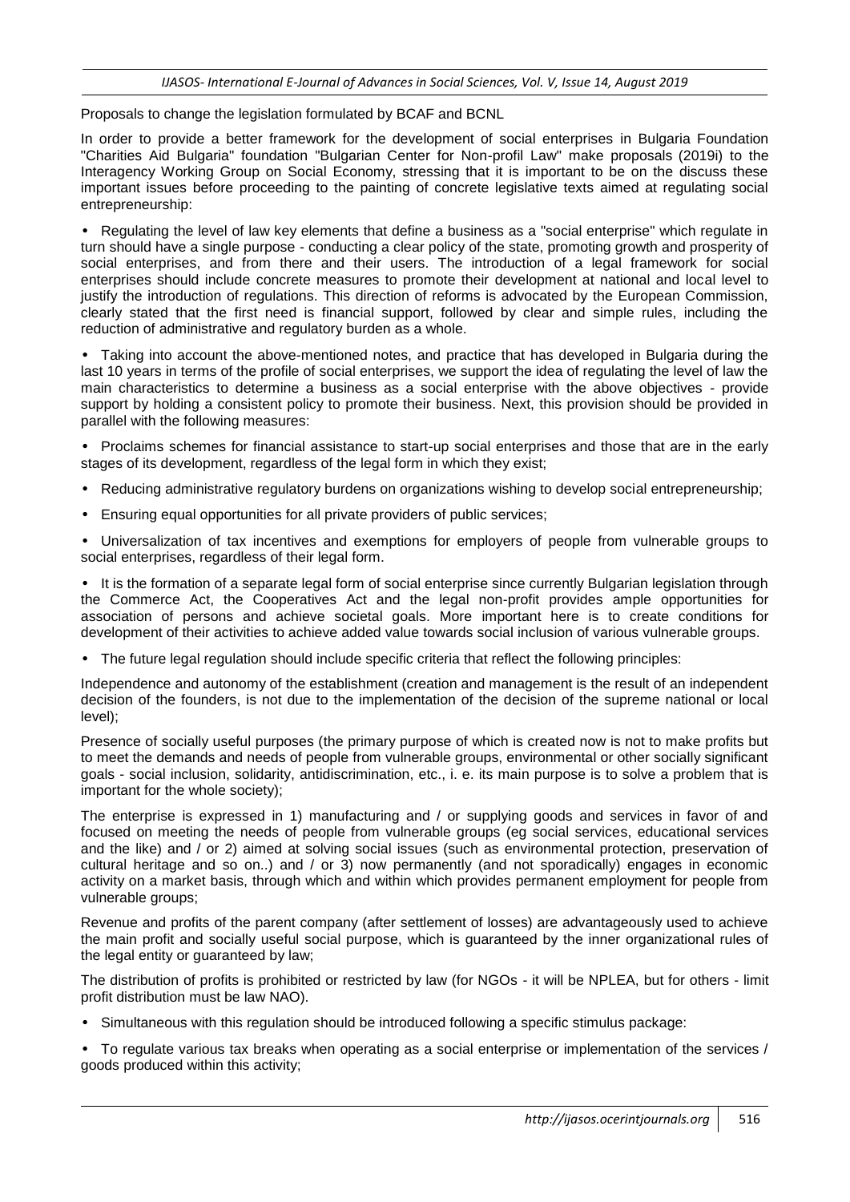Proposals to change the legislation formulated by BCAF and BCNL

In order to provide a better framework for the development of social enterprises in Bulgaria Foundation "Charities Aid Bulgaria" foundation "Bulgarian Center for Non-profil Law" make proposals (2019i) to the Interagency Working Group on Social Economy, stressing that it is important to be on the discuss these important issues before proceeding to the painting of concrete legislative texts aimed at regulating social entrepreneurship:

- Regulating the level of law key elements that define a business as a "social enterprise" which regulate in turn should have a single purpose - conducting a clear policy of the state, promoting growth and prosperity of social enterprises, and from there and their users. The introduction of a legal framework for social enterprises should include concrete measures to promote their development at national and local level to justify the introduction of regulations. This direction of reforms is advocated by the European Commission, clearly stated that the first need is financial support, followed by clear and simple rules, including the reduction of administrative and regulatory burden as a whole.
- Taking into account the above-mentioned notes, and practice that has developed in Bulgaria during the last 10 years in terms of the profile of social enterprises, we support the idea of regulating the level of law the main characteristics to determine a business as a social enterprise with the above objectives - provide support by holding a consistent policy to promote their business. Next, this provision should be provided in parallel with the following measures:
- Proclaims schemes for financial assistance to start-up social enterprises and those that are in the early stages of its development, regardless of the legal form in which they exist;
- Reducing administrative regulatory burdens on organizations wishing to develop social entrepreneurship;
- Ensuring equal opportunities for all private providers of public services;
- Universalization of tax incentives and exemptions for employers of people from vulnerable groups to social enterprises, regardless of their legal form.
- It is the formation of a separate legal form of social enterprise since currently Bulgarian legislation through the Commerce Act, the Cooperatives Act and the legal non-profit provides ample opportunities for association of persons and achieve societal goals. More important here is to create conditions for development of their activities to achieve added value towards social inclusion of various vulnerable groups.
- The future legal regulation should include specific criteria that reflect the following principles:

Independence and autonomy of the establishment (creation and management is the result of an independent decision of the founders, is not due to the implementation of the decision of the supreme national or local level);

Presence of socially useful purposes (the primary purpose of which is created now is not to make profits but to meet the demands and needs of people from vulnerable groups, environmental or other socially significant goals - social inclusion, solidarity, antidiscrimination, etc., i. e. its main purpose is to solve a problem that is important for the whole society);

The enterprise is expressed in 1) manufacturing and / or supplying goods and services in favor of and focused on meeting the needs of people from vulnerable groups (eg social services, educational services and the like) and / or 2) aimed at solving social issues (such as environmental protection, preservation of cultural heritage and so on..) and / or 3) now permanently (and not sporadically) engages in economic activity on a market basis, through which and within which provides permanent employment for people from vulnerable groups;

Revenue and profits of the parent company (after settlement of losses) are advantageously used to achieve the main profit and socially useful social purpose, which is guaranteed by the inner organizational rules of the legal entity or guaranteed by law;

The distribution of profits is prohibited or restricted by law (for NGOs - it will be NPLEA, but for others - limit profit distribution must be law NAO).

- Simultaneous with this regulation should be introduced following a specific stimulus package:
- To regulate various tax breaks when operating as a social enterprise or implementation of the services / goods produced within this activity;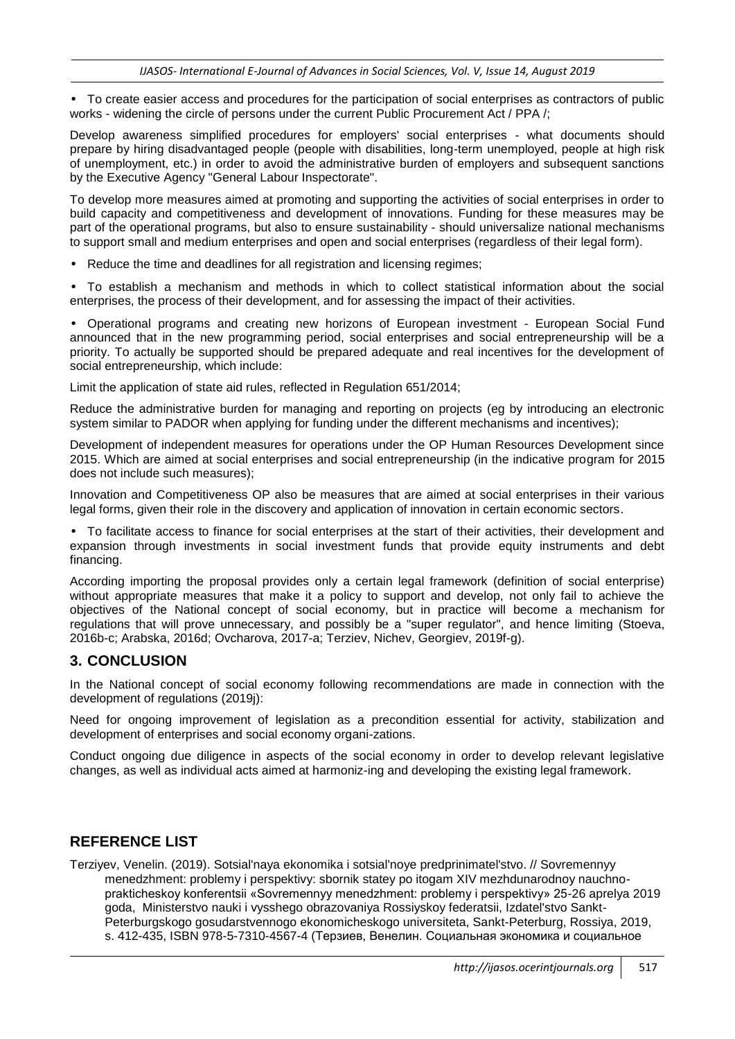- To create easier access and procedures for the participation of social enterprises as contractors of public works - widening the circle of persons under the current Public Procurement Act / PPA /;

Develop awareness simplified procedures for employers' social enterprises - what documents should prepare by hiring disadvantaged people (people with disabilities, long-term unemployed, people at high risk of unemployment, etc.) in order to avoid the administrative burden of employers and subsequent sanctions by the Executive Agency "General Labour Inspectorate".

To develop more measures aimed at promoting and supporting the activities of social enterprises in order to build capacity and competitiveness and development of innovations. Funding for these measures may be part of the operational programs, but also to ensure sustainability - should universalize national mechanisms to support small and medium enterprises and open and social enterprises (regardless of their legal form).

- Reduce the time and deadlines for all registration and licensing regimes;

- To establish a mechanism and methods in which to collect statistical information about the social enterprises, the process of their development, and for assessing the impact of their activities.

- Operational programs and creating new horizons of European investment - European Social Fund announced that in the new programming period, social enterprises and social entrepreneurship will be a priority. To actually be supported should be prepared adequate and real incentives for the development of social entrepreneurship, which include:

Limit the application of state aid rules, reflected in Regulation 651/2014;

Reduce the administrative burden for managing and reporting on projects (eg by introducing an electronic system similar to PADOR when applying for funding under the different mechanisms and incentives);

Development of independent measures for operations under the OP Human Resources Development since 2015. Which are aimed at social enterprises and social entrepreneurship (in the indicative program for 2015 does not include such measures);

Innovation and Competitiveness OP also be measures that are aimed at social enterprises in their various legal forms, given their role in the discovery and application of innovation in certain economic sectors.

- To facilitate access to finance for social enterprises at the start of their activities, their development and expansion through investments in social investment funds that provide equity instruments and debt financing.

According importing the proposal provides only a certain legal framework (definition of social enterprise) without appropriate measures that make it a policy to support and develop, not only fail to achieve the objectives of the National concept of social economy, but in practice will become a mechanism for regulations that will prove unnecessary, and possibly be a "super regulator", and hence limiting (Stoeva, 2016b-c; Arabska, 2016d; Ovcharova, 2017-a; Terziev, Nichev, Georgiev, 2019f-g).

## 3. CONCLUSION

In the National concept of social economy following recommendations are made in connection with the development of regulations (2019j):

Need for ongoing improvement of legislation as a precondition essential for activity, stabilization and development of enterprises and social economy organi-zations.

Conduct ongoing due diligence in aspects of the social economy in order to develop relevant legislative changes, as well as individual acts aimed at harmoniz-ing and developing the existing legal framework.

## REFERENCE LIST

Terziyev, Venelin. (2019). Sotsial'naya ekonomika i sotsial'noye predprinimatel'stvo. // Sovremennyy menedzhment: problemy i perspektivy: sbornik statey po itogam XIV mezhdunarodnoy nauchno-prakticheskoy konferentsii «Sovremennyy menedzhment: problemy i perspektivy» 25-26 aprelya 2019 goda, Ministerstvo nauki i vysshego obrazovaniya Rossiyskoy federatsii, Izdatel'stvo Sankt-Peterburgskogo gosudarstvennogo ekonomicheskogo universiteta, Sankt-Peterburg, Rossiya, 2019, s. 412-435, ISBN 978-5-7310-4567-4 (Терзиев, Венелин. Социальная экономика и социальное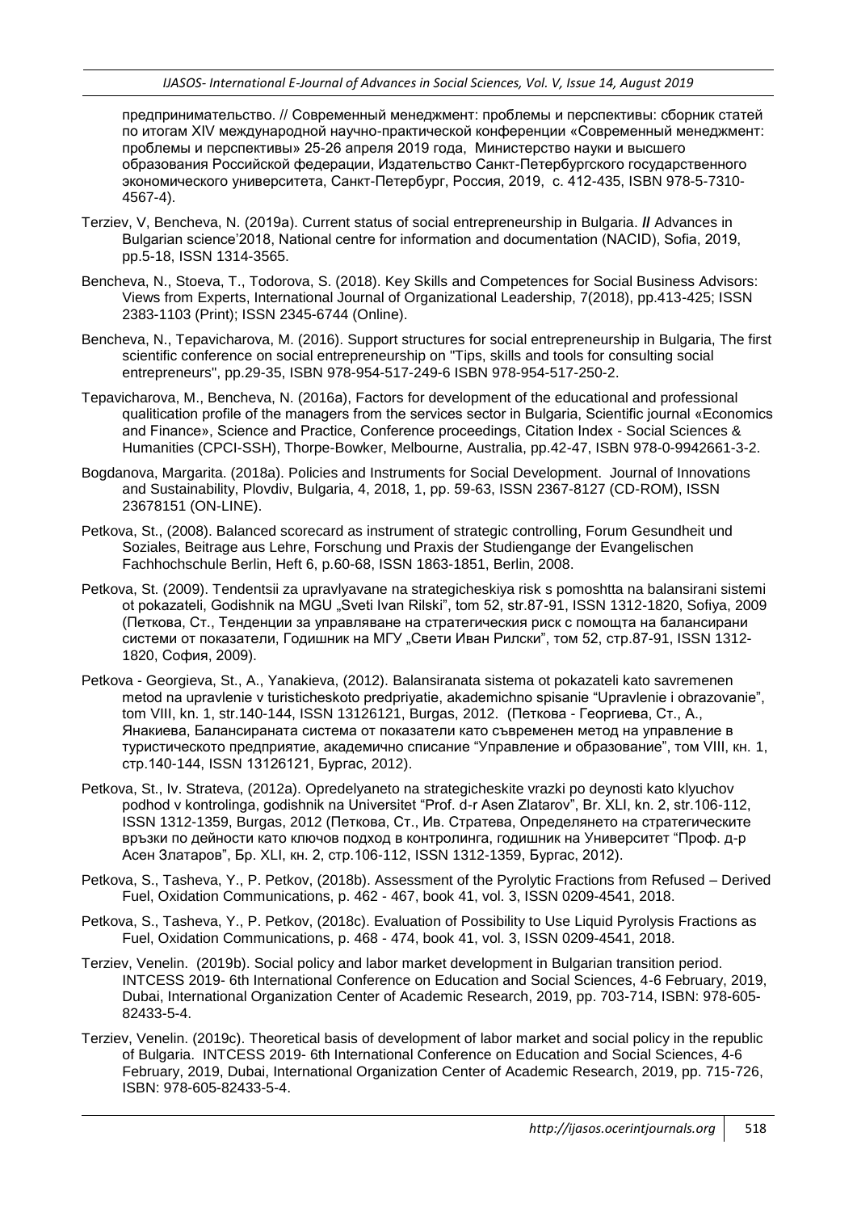предпринимательство. // Современный менеджмент: проблемы и перспективы: сборник статей по итогам XIV международной научно-практической конференции «Современный менеджмент: проблемы и перспективы» 25-26 апреля 2019 года, Министерство науки и высшего образования Российской федерации, Издательство Санкт-Петербургского государственного экономического университета, Санкт-Петербург, Россия, 2019, с. 412-435, ISBN 978-5-7310-4567-4).

Terziev, V, Bencheva, N. (2019a). Current status of social entrepreneurship in Bulgaria. // Advances in Bulgarian science'2018, National centre for information and documentation (NACID), Sofia, 2019, pp.5-18, ISSN 1314-3565.

Bencheva, N., Stoeva, T., Todorova, S. (2018). Key Skills and Competences for Social Business Advisors: Views from Experts, International Journal of Organizational Leadership, 7(2018), pp.413-425; ISSN 2383-1103 (Print); ISSN 2345-6744 (Online).

Bencheva, N., Tepavicharova, M. (2016). Support structures for social entrepreneurship in Bulgaria, The first scientific conference on social entrepreneurship on "Tips, skills and tools for consulting social entrepreneurs", pp.29-35, ISBN 978-954-517-249-6 ISBN 978-954-517-250-2.

Tepavicharova, M., Bencheva, N. (2016a), Factors for development of the educational and professional qualitication profile of the managers from the services sector in Bulgaria, Scientific journal «Economics and Finance», Science and Practice, Conference proceedings, Citation Index - Social Sciences & Humanities (CPCI-SSH), Thorpe-Bowker, Melbourne, Australia, pp.42-47, ISBN 978-0-9942661-3-2.

Bogdanova, Margarita. (2018a). Policies and Instruments for Social Development. Journal of Innovations and Sustainability, Plovdiv, Bulgaria, 4, 2018, 1, pp. 59-63, ISSN 2367-8127 (CD-ROM), ISSN 23678151 (ON-LINE).

Petkova, St., (2008). Balanced scorecard as instrument of strategic controlling, Forum Gesundheit und Soziales, Beitrage aus Lehre, Forschung und Praxis der Studiengange der Evangelischen Fachhochschule Berlin, Heft 6, p.60-68, ISSN 1863-1851, Berlin, 2008.

Petkova, St. (2009). Tendentsii za upravlyavane na strategicheskiya risk s pomoshtta na balansirani sistemi ot pokazateli, Godishnik na MGU „Sveti Ivan Rilski", tom 52, str.87-91, ISSN 1312-1820, Sofiya, 2009 (Петкова, Ст., Тенденции за управляване на стратегическия риск с помощта на балансирани системи от показатели, Годишник на МГУ „Свети Иван Рилски", том 52, стр.87-91, ISSN 1312-1820, София, 2009).

Petkova - Georgieva, St., A., Yanakieva, (2012). Balansiranata sistema ot pokazateli kato savremenen metod na upravlenie v turisticheskoto predpriyatie, akademichno spisanie "Upravlenie i obrazovanie", tom VIII, kn. 1, str.140-144, ISSN 13126121, Burgas, 2012. (Петкова - Георгиева, Ст., А., Янакиева, Балансираната система от показатели като съвременен метод на управление в туристическото предприятие, академично списание "Управление и образование", том VIII, кн. 1, стр.140-144, ISSN 13126121, Бургас, 2012).

Petkova, St., Iv. Strateva, (2012a). Opredelyaneto na strategicheskite vrazki po deynosti kato klyuchov podhod v kontrolinga, godishnik na Universitet "Prof. d-r Asen Zlatarov", Br. XLI, kn. 2, str.106-112, ISSN 1312-1359, Burgas, 2012 (Петкова, Ст., Ив. Стратева, Определянето на стратегическите връзки по дейности като ключов подход в контролинга, годишник на Университет "Проф. д-р Асен Златаров", Бр. XLI, кн. 2, стр.106-112, ISSN 1312-1359, Бургас, 2012).

Petkova, S., Tasheva, Y., P. Petkov, (2018b). Assessment of the Pyrolytic Fractions from Refused – Derived Fuel, Oxidation Communications, p. 462 - 467, book 41, vol. 3, ISSN 0209-4541, 2018.

Petkova, S., Tasheva, Y., P. Petkov, (2018c). Evaluation of Possibility to Use Liquid Pyrolysis Fractions as Fuel, Oxidation Communications, p. 468 - 474, book 41, vol. 3, ISSN 0209-4541, 2018.

Terziev, Venelin. (2019b). Social policy and labor market development in Bulgarian transition period. INTCESS 2019- 6th International Conference on Education and Social Sciences, 4-6 February, 2019, Dubai, International Organization Center of Academic Research, 2019, pp. 703-714, ISBN: 978-605-82433-5-4.

Terziev, Venelin. (2019c). Theoretical basis of development of labor market and social policy in the republic of Bulgaria. INTCESS 2019- 6th International Conference on Education and Social Sciences, 4-6 February, 2019, Dubai, International Organization Center of Academic Research, 2019, pp. 715-726, ISBN: 978-605-82433-5-4.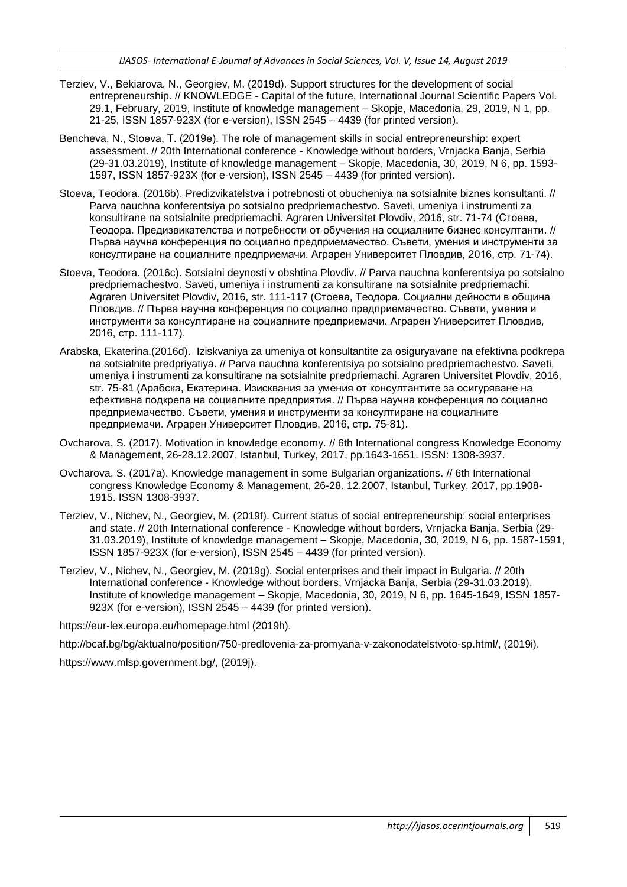Terziev, V., Bekiarova, N., Georgiev, M. (2019d). Support structures for the development of social entrepreneurship. // KNOWLEDGE - Capital of the future, International Journal Scientific Papers Vol. 29.1, February, 2019, Institute of knowledge management – Skopje, Macedonia, 29, 2019, N 1, pp. 21-25, ISSN 1857-923X (for e-version), ISSN 2545 – 4439 (for printed version).

Bencheva, N., Stoeva, T. (2019e). The role of management skills in social entrepreneurship: expert assessment. // 20th International conference - Knowledge without borders, Vrnjacka Banja, Serbia (29-31.03.2019), Institute of knowledge management – Skopje, Macedonia, 30, 2019, N 6, pp. 1593-1597, ISSN 1857-923X (for e-version), ISSN 2545 – 4439 (for printed version).

Stoeva, Teodora. (2016b). Predizvikatelstva i potrebnosti ot obucheniya na sotsialnite biznes konsultanti. // Parva nauchna konferentsiya po sotsialno predpriemachestvo. Saveti, umeniya i instrumenti za konsultirane na sotsialnite predpriemachi. Agraren Universitet Plovdiv, 2016, str. 71-74 (Стоева, Теодора. Предизвикателства и потребности от обучения на социалните бизнес консултанти. // Първа научна конференция по социално предприемачество. Съвети, умения и инструменти за консултиране на социалните предприемачи. Аграрен Университет Пловдив, 2016, стр. 71-74).

Stoeva, Teodora. (2016c). Sotsialni deynosti v obshtina Plovdiv. // Parva nauchna konferentsiya po sotsialno predpriemachestvo. Saveti, umeniya i instrumenti za konsultirane na sotsialnite predpriemachi. Agraren Universitet Plovdiv, 2016, str. 111-117 (Стоева, Теодора. Социални дейности в община Пловдив. // Първа научна конференция по социално предприемачество. Съвети, умения и инструменти за консултиране на социалните предприемачи. Аграрен Университет Пловдив, 2016, стр. 111-117).

Arabska, Ekaterina.(2016d). Iziskvaniya za umeniya ot konsultantite za osiguryavane na efektivna podkrepa na sotsialnite predpriyatiya. // Parva nauchna konferentsiya po sotsialno predpriemachestvo. Saveti, umeniya i instrumenti za konsultirane na sotsialnite predpriemachi. Agraren Universitet Plovdiv, 2016, str. 75-81 (Арабска, Екатерина. Изисквания за умения от консултантите за осигуряване на ефективна подкрепа на социалните предприятия. // Първа научна конференция по социално предприемачество. Съвети, умения и инструменти за консултиране на социалните предприемачи. Аграрен Университет Пловдив, 2016, стр. 75-81).

Ovcharova, S. (2017). Motivation in knowledge economy. // 6th International congress Knowledge Economy & Management, 26-28.12.2007, Istanbul, Turkey, 2017, pp.1643-1651. ISSN: 1308-3937.

Ovcharova, S. (2017a). Knowledge management in some Bulgarian organizations. // 6th International congress Knowledge Economy & Management, 26-28. 12.2007, Istanbul, Turkey, 2017, pp.1908-1915. ISSN 1308-3937.

Terziev, V., Nichev, N., Georgiev, M. (2019f). Current status of social entrepreneurship: social enterprises and state. // 20th International conference - Knowledge without borders, Vrnjacka Banja, Serbia (29-31.03.2019), Institute of knowledge management – Skopje, Macedonia, 30, 2019, N 6, pp. 1587-1591, ISSN 1857-923X (for e-version), ISSN 2545 – 4439 (for printed version).

Terziev, V., Nichev, N., Georgiev, M. (2019g). Social enterprises and their impact in Bulgaria. // 20th International conference - Knowledge without borders, Vrnjacka Banja, Serbia (29-31.03.2019), Institute of knowledge management – Skopje, Macedonia, 30, 2019, N 6, pp. 1645-1649, ISSN 1857-923X (for e-version), ISSN 2545 – 4439 (for printed version).

https://eur-lex.europa.eu/homepage.html (2019h).

http://bcaf.bg/bg/aktualno/position/750-predlovenia-za-promyana-v-zakonodatelstvoto-sp.html/, (2019i).

https://www.mlsp.government.bg/, (2019j).